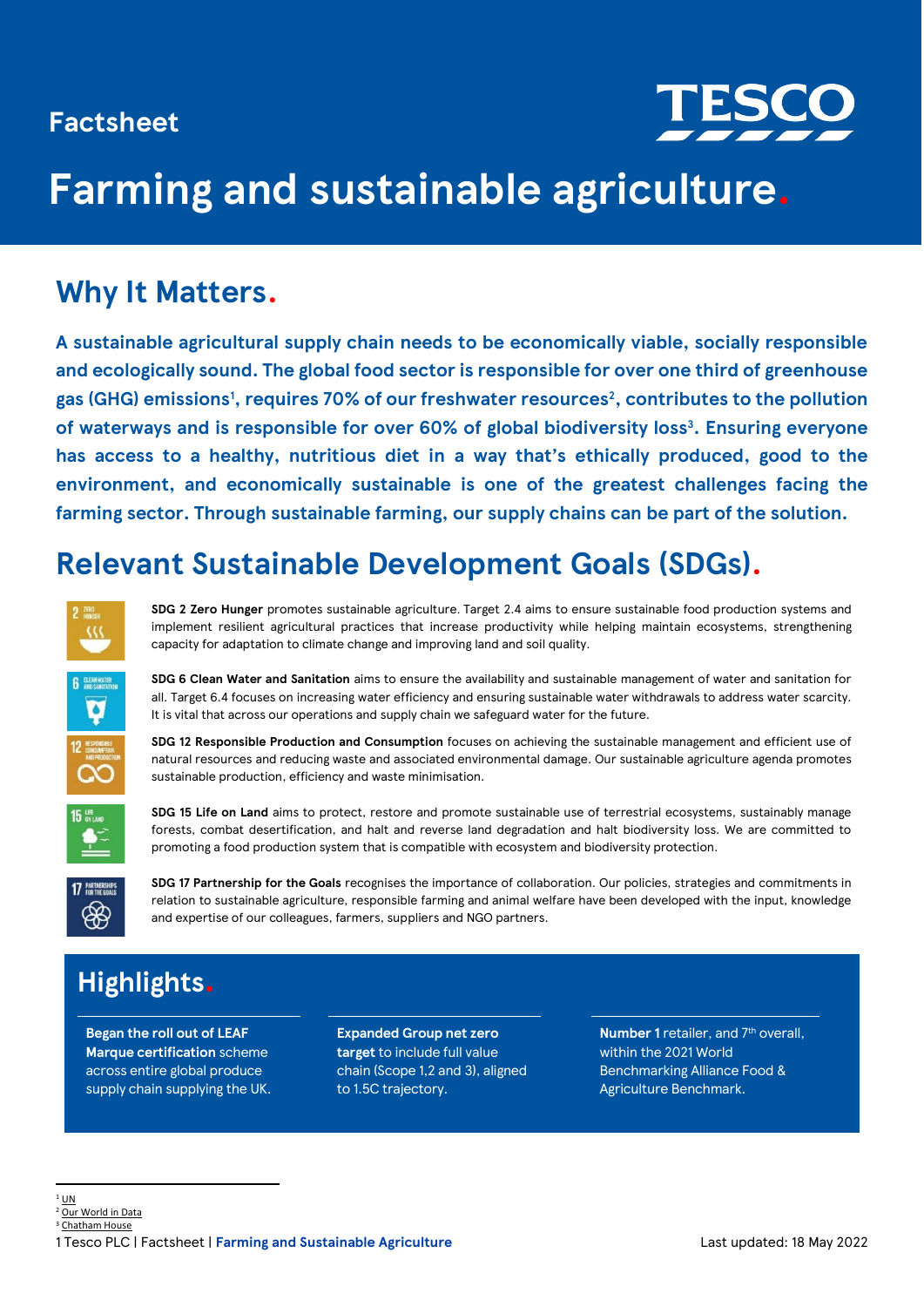Factsheet

TESCO

# Farming and sustainable agriculture.

## Why It Matters.

**A sustainable agricultural supply chain needs to be economically viable, socially responsible and ecologically sound. The global food sector is responsible for over one third of greenhouse gas (GHG) emissions[1], requires 70% of our freshwater resources[2], contributes to the pollution of waterways and is responsible for over 60% of global biodiversity loss[3]. Ensuring everyone has access to a healthy, nutritious diet in a way that's ethically produced, good to the environment, and economically sustainable is one of the greatest challenges facing the farming sector. Through sustainable farming, our supply chains can be part of the solution.**

## Relevant Sustainable Development Goals (SDGs).

**SDG 2 Zero Hunger** promotes sustainable agriculture. Target 2.4 aims to ensure sustainable food production systems and implement resilient agricultural practices that increase productivity while helping maintain ecosystems, strengthening capacity for adaptation to climate change and improving land and soil quality.

**SDG 6 Clean Water and Sanitation** aims to ensure the availability and sustainable management of water and sanitation for all. Target 6.4 focuses on increasing water efficiency and ensuring sustainable water withdrawals to address water scarcity. It is vital that across our operations and supply chain we safeguard water for the future.

**SDG 12 Responsible Production and Consumption** focuses on achieving the sustainable management and efficient use of natural resources and reducing waste and associated environmental damage. Our sustainable agriculture agenda promotes sustainable production, efficiency and waste minimisation.

**SDG 15 Life on Land** aims to protect, restore and promote sustainable use of terrestrial ecosystems, sustainably manage forests, combat desertification, and halt and reverse land degradation and halt biodiversity loss. We are committed to promoting a food production system that is compatible with ecosystem and biodiversity protection.

**SDG 17 Partnership for the Goals** recognises the importance of collaboration. Our policies, strategies and commitments in relation to sustainable agriculture, responsible farming and animal welfare have been developed with the input, knowledge and expertise of our colleagues, farmers, suppliers and NGO partners.

## Highlights.

**Began the roll out of LEAF Marque certification** scheme across entire global produce supply chain supplying the UK.

**Expanded Group net zero target** to include full value chain (Scope 1,2 and 3), aligned to 1.5C trajectory.

**Number 1** retailer, and 7th overall, within the 2021 World Benchmarking Alliance Food & Agriculture Benchmark.

[1] UN
[2] Our World in Data
[3] Chatham House

Last updated: 18 May 2022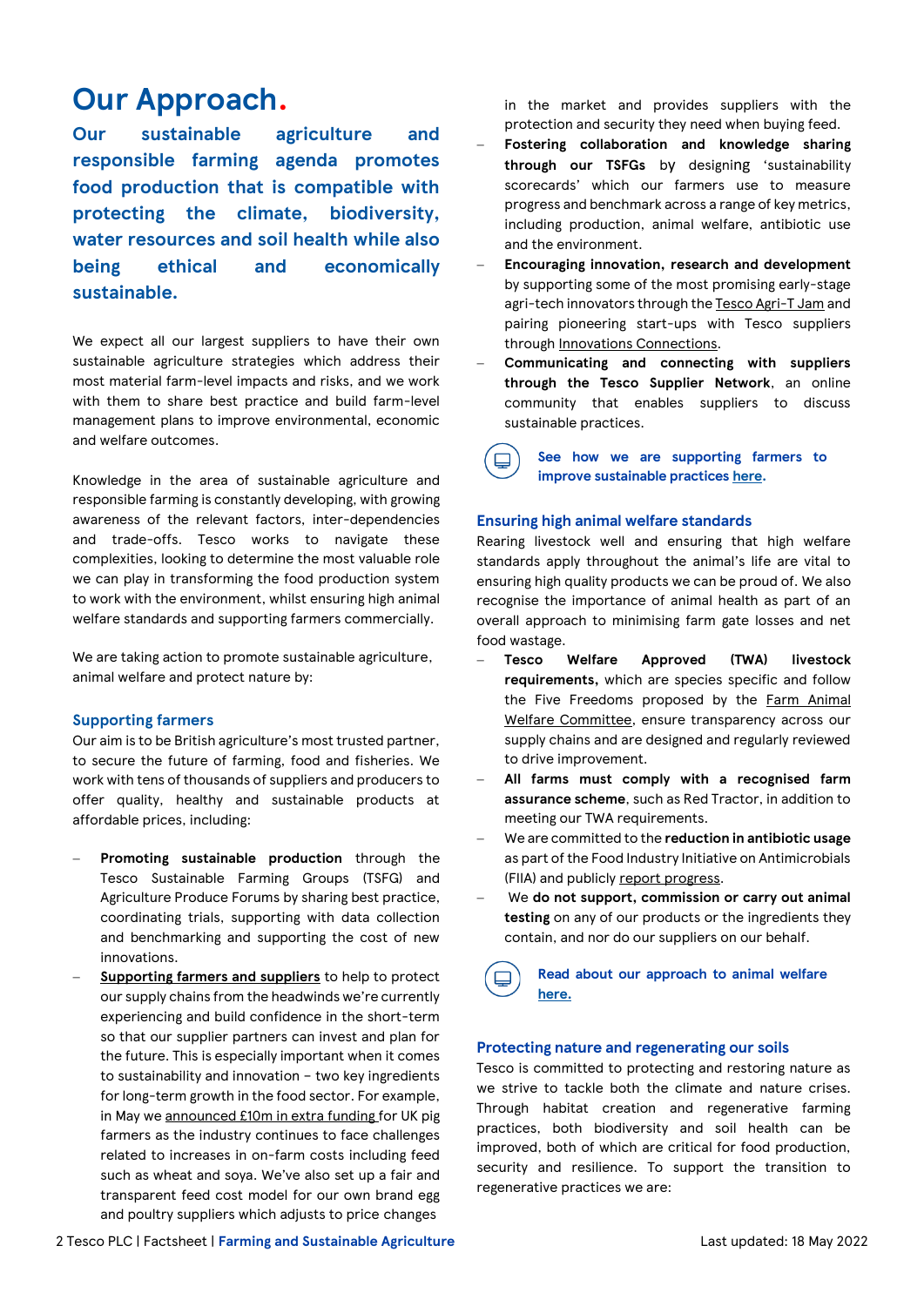# Our Approach.

## Our sustainable agriculture and responsible farming agenda promotes food production that is compatible with protecting the climate, biodiversity, water resources and soil health while also being ethical and economically sustainable.

We expect all our largest suppliers to have their own sustainable agriculture strategies which address their most material farm-level impacts and risks, and we work with them to share best practice and build farm-level management plans to improve environmental, economic and welfare outcomes.

Knowledge in the area of sustainable agriculture and responsible farming is constantly developing, with growing awareness of the relevant factors, inter-dependencies and trade-offs. Tesco works to navigate these complexities, looking to determine the most valuable role we can play in transforming the food production system to work with the environment, whilst ensuring high animal welfare standards and supporting farmers commercially.

We are taking action to promote sustainable agriculture, animal welfare and protect nature by:

### Supporting farmers

Our aim is to be British agriculture's most trusted partner, to secure the future of farming, food and fisheries. We work with tens of thousands of suppliers and producers to offer quality, healthy and sustainable products at affordable prices, including:

- **Promoting sustainable production** through the Tesco Sustainable Farming Groups (TSFG) and Agriculture Produce Forums by sharing best practice, coordinating trials, supporting with data collection and benchmarking and supporting the cost of new innovations.
- **Supporting farmers and suppliers** to help to protect our supply chains from the headwinds we're currently experiencing and build confidence in the short-term so that our supplier partners can invest and plan for the future. This is especially important when it comes to sustainability and innovation – two key ingredients for long-term growth in the food sector. For example, in May we announced £10m in extra funding for UK pig farmers as the industry continues to face challenges related to increases in on-farm costs including feed such as wheat and soya. We've also set up a fair and transparent feed cost model for our own brand egg and poultry suppliers which adjusts to price changes in the market and provides suppliers with the protection and security they need when buying feed.
- **Fostering collaboration and knowledge sharing through our TSFGs** by designing 'sustainability scorecards' which our farmers use to measure progress and benchmark across a range of key metrics, including production, animal welfare, antibiotic use and the environment.
- **Encouraging innovation, research and development** by supporting some of the most promising early-stage agri-tech innovators through the Tesco Agri-T Jam and pairing pioneering start-ups with Tesco suppliers through Innovations Connections.
- **Communicating and connecting with suppliers through the Tesco Supplier Network**, an online community that enables suppliers to discuss sustainable practices.

**See how we are supporting farmers to improve sustainable practices here.**

### Ensuring high animal welfare standards

Rearing livestock well and ensuring that high welfare standards apply throughout the animal's life are vital to ensuring high quality products we can be proud of. We also recognise the importance of animal health as part of an overall approach to minimising farm gate losses and net food wastage.

- **Tesco Welfare Approved (TWA) livestock requirements,** which are species specific and follow the Five Freedoms proposed by the Farm Animal Welfare Committee, ensure transparency across our supply chains and are designed and regularly reviewed to drive improvement.
- **All farms must comply with a recognised farm assurance scheme**, such as Red Tractor, in addition to meeting our TWA requirements.
- We are committed to the **reduction in antibiotic usage** as part of the Food Industry Initiative on Antimicrobials (FIIA) and publicly report progress.
- We **do not support, commission or carry out animal testing** on any of our products or the ingredients they contain, and nor do our suppliers on our behalf.

**Read about our approach to animal welfare here.**

### Protecting nature and regenerating our soils

Tesco is committed to protecting and restoring nature as we strive to tackle both the climate and nature crises. Through habitat creation and regenerative farming practices, both biodiversity and soil health can be improved, both of which are critical for food production, security and resilience. To support the transition to regenerative practices we are: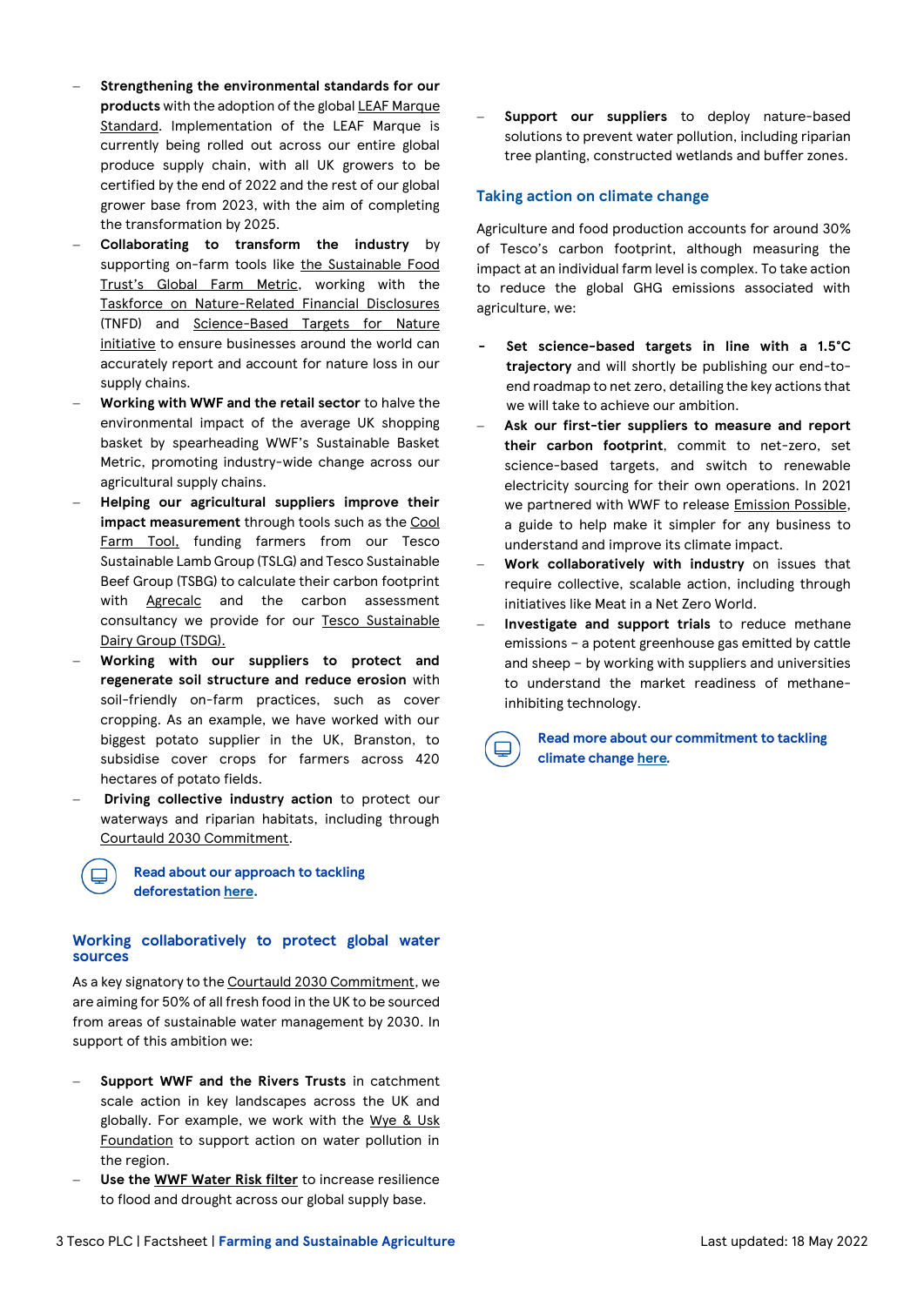- **Strengthening the environmental standards for our products** with the adoption of the global LEAF Marque Standard. Implementation of the LEAF Marque is currently being rolled out across our entire global produce supply chain, with all UK growers to be certified by the end of 2022 and the rest of our global grower base from 2023, with the aim of completing the transformation by 2025.
- **Collaborating to transform the industry** by supporting on-farm tools like the Sustainable Food Trust's Global Farm Metric, working with the Taskforce on Nature-Related Financial Disclosures (TNFD) and Science-Based Targets for Nature initiative to ensure businesses around the world can accurately report and account for nature loss in our supply chains.
- **Working with WWF and the retail sector** to halve the environmental impact of the average UK shopping basket by spearheading WWF's Sustainable Basket Metric, promoting industry-wide change across our agricultural supply chains.
- **Helping our agricultural suppliers improve their impact measurement** through tools such as the Cool Farm Tool, funding farmers from our Tesco Sustainable Lamb Group (TSLG) and Tesco Sustainable Beef Group (TSBG) to calculate their carbon footprint with Agrecalc and the carbon assessment consultancy we provide for our Tesco Sustainable Dairy Group (TSDG).
- **Working with our suppliers to protect and regenerate soil structure and reduce erosion** with soil-friendly on-farm practices, such as cover cropping. As an example, we have worked with our biggest potato supplier in the UK, Branston, to subsidise cover crops for farmers across 420 hectares of potato fields.
- **Driving collective industry action** to protect our waterways and riparian habitats, including through Courtauld 2030 Commitment.

**Read about our approach to tackling deforestation here.**

## Working collaboratively to protect global water sources

As a key signatory to the Courtauld 2030 Commitment, we are aiming for 50% of all fresh food in the UK to be sourced from areas of sustainable water management by 2030. In support of this ambition we:

- **Support WWF and the Rivers Trusts** in catchment scale action in key landscapes across the UK and globally. For example, we work with the Wye & Usk Foundation to support action on water pollution in the region.
- **Use the WWF Water Risk filter** to increase resilience to flood and drought across our global supply base.
- **Support our suppliers** to deploy nature-based solutions to prevent water pollution, including riparian tree planting, constructed wetlands and buffer zones.

## Taking action on climate change

Agriculture and food production accounts for around 30% of Tesco's carbon footprint, although measuring the impact at an individual farm level is complex. To take action to reduce the global GHG emissions associated with agriculture, we:

- **Set science-based targets in line with a 1.5°C trajectory** and will shortly be publishing our end-to-end roadmap to net zero, detailing the key actions that we will take to achieve our ambition.
- **Ask our first-tier suppliers to measure and report their carbon footprint**, commit to net-zero, set science-based targets, and switch to renewable electricity sourcing for their own operations. In 2021 we partnered with WWF to release Emission Possible, a guide to help make it simpler for any business to understand and improve its climate impact.
- **Work collaboratively with industry** on issues that require collective, scalable action, including through initiatives like Meat in a Net Zero World.
- **Investigate and support trials** to reduce methane emissions – a potent greenhouse gas emitted by cattle and sheep – by working with suppliers and universities to understand the market readiness of methane-inhibiting technology.

**Read more about our commitment to tackling climate change here.**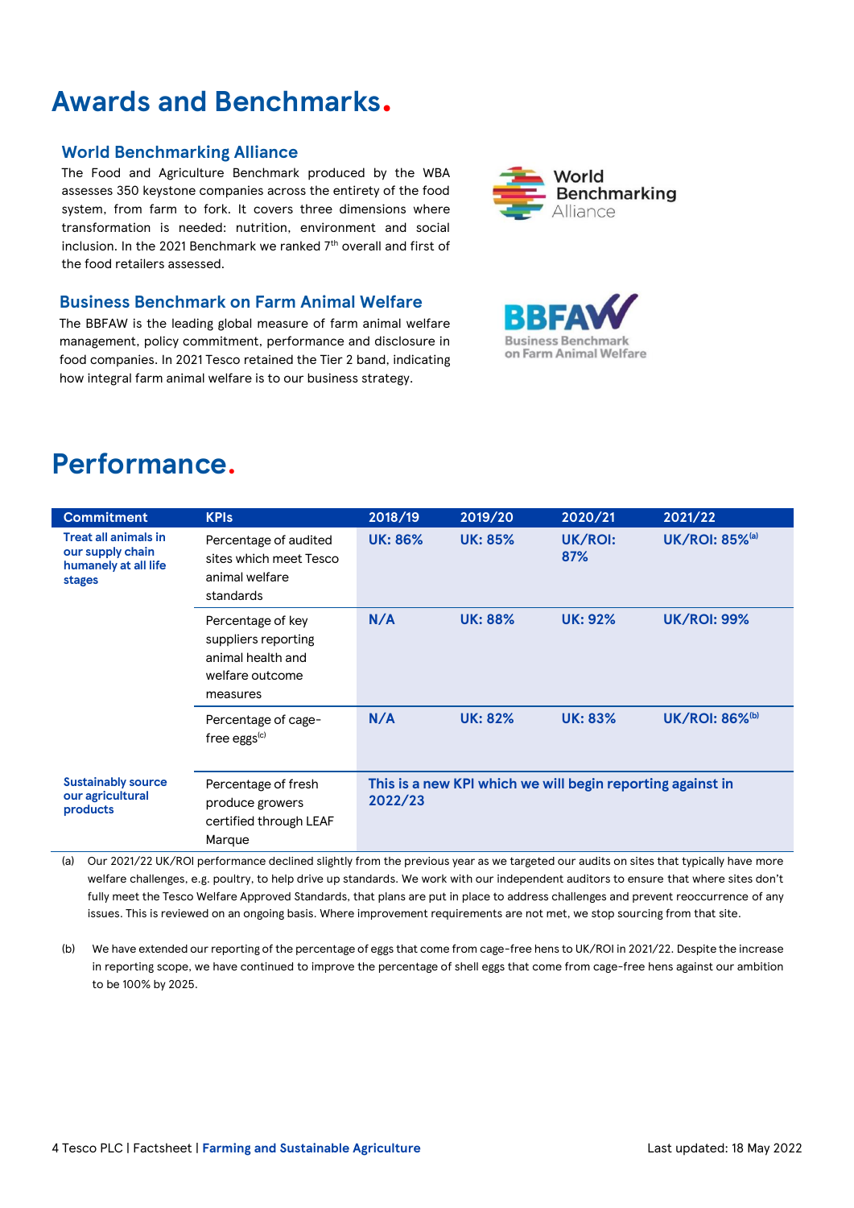# Awards and Benchmarks.

### World Benchmarking Alliance

The Food and Agriculture Benchmark produced by the WBA assesses 350 keystone companies across the entirety of the food system, from farm to fork. It covers three dimensions where transformation is needed: nutrition, environment and social inclusion. In the 2021 Benchmark we ranked 7th overall and first of the food retailers assessed.

### Business Benchmark on Farm Animal Welfare

The BBFAW is the leading global measure of farm animal welfare management, policy commitment, performance and disclosure in food companies. In 2021 Tesco retained the Tier 2 band, indicating how integral farm animal welfare is to our business strategy.

# Performance.

| Commitment | KPIs | 2018/19 | 2019/20 | 2020/21 | 2021/22 |
|---|---|---|---|---|---|
| **Treat all animals in our supply chain humanely at all life stages** | Percentage of audited sites which meet Tesco animal welfare standards | **UK: 86%** | **UK: 85%** | **UK/ROI: 87%** | **UK/ROI: 85%[a]** |
| | Percentage of key suppliers reporting animal health and welfare outcome measures | **N/A** | **UK: 88%** | **UK: 92%** | **UK/ROI: 99%** |
| | Percentage of cage-free eggs[c] | **N/A** | **UK: 82%** | **UK: 83%** | **UK/ROI: 86%[b]** |
| **Sustainably source our agricultural products** | Percentage of fresh produce growers certified through LEAF Marque | **This is a new KPI which we will begin reporting against in 2022/23** | | | |

(a) Our 2021/22 UK/ROI performance declined slightly from the previous year as we targeted our audits on sites that typically have more welfare challenges, e.g. poultry, to help drive up standards. We work with our independent auditors to ensure that where sites don't fully meet the Tesco Welfare Approved Standards, that plans are put in place to address challenges and prevent reoccurrence of any issues. This is reviewed on an ongoing basis. Where improvement requirements are not met, we stop sourcing from that site.

(b) We have extended our reporting of the percentage of eggs that come from cage-free hens to UK/ROI in 2021/22. Despite the increase in reporting scope, we have continued to improve the percentage of shell eggs that come from cage-free hens against our ambition to be 100% by 2025.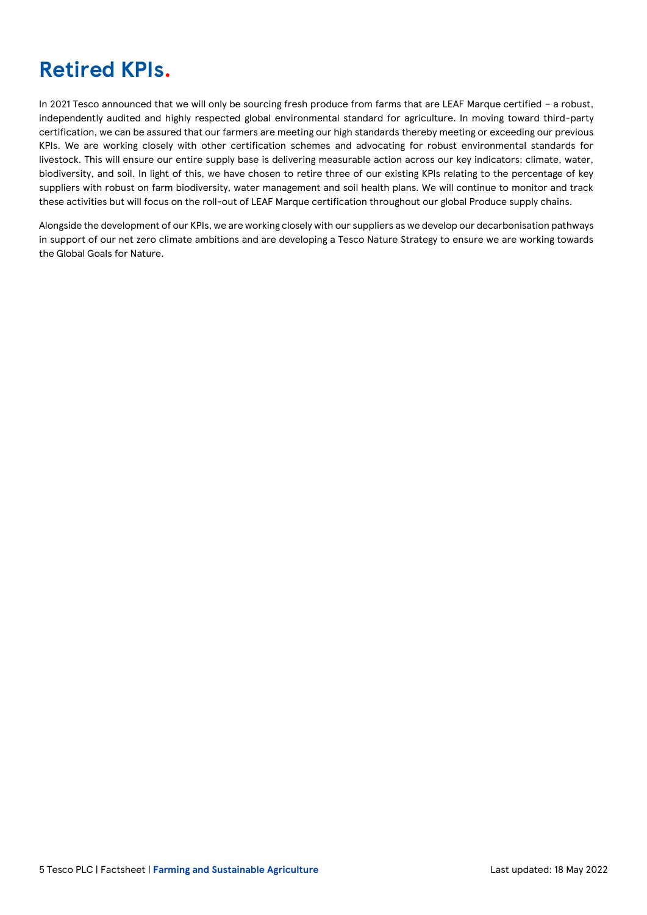# Retired KPIs.

In 2021 Tesco announced that we will only be sourcing fresh produce from farms that are LEAF Marque certified – a robust, independently audited and highly respected global environmental standard for agriculture. In moving toward third-party certification, we can be assured that our farmers are meeting our high standards thereby meeting or exceeding our previous KPIs. We are working closely with other certification schemes and advocating for robust environmental standards for livestock. This will ensure our entire supply base is delivering measurable action across our key indicators: climate, water, biodiversity, and soil. In light of this, we have chosen to retire three of our existing KPIs relating to the percentage of key suppliers with robust on farm biodiversity, water management and soil health plans. We will continue to monitor and track these activities but will focus on the roll-out of LEAF Marque certification throughout our global Produce supply chains.

Alongside the development of our KPIs, we are working closely with our suppliers as we develop our decarbonisation pathways in support of our net zero climate ambitions and are developing a Tesco Nature Strategy to ensure we are working towards the Global Goals for Nature.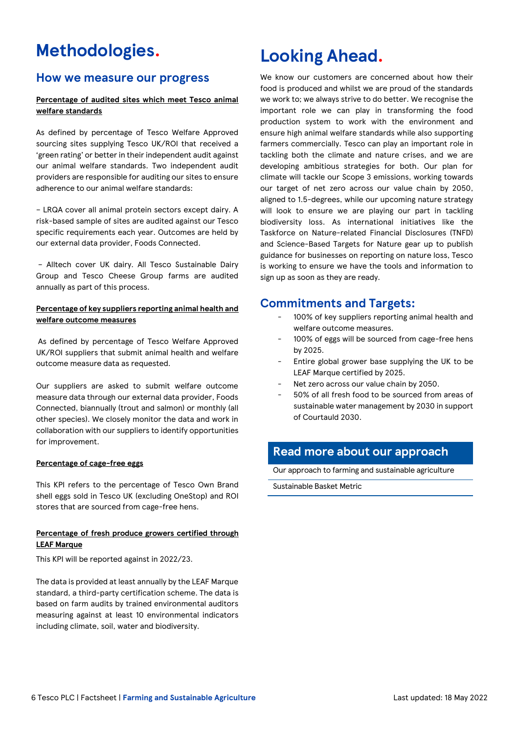# Methodologies.

## How we measure our progress

**Percentage of audited sites which meet Tesco animal welfare standards**

As defined by percentage of Tesco Welfare Approved sourcing sites supplying Tesco UK/ROI that received a 'green rating' or better in their independent audit against our animal welfare standards. Two independent audit providers are responsible for auditing our sites to ensure adherence to our animal welfare standards:

- LRQA cover all animal protein sectors except dairy. A risk-based sample of sites are audited against our Tesco specific requirements each year. Outcomes are held by our external data provider, Foods Connected.

- Alltech cover UK dairy. All Tesco Sustainable Dairy Group and Tesco Cheese Group farms are audited annually as part of this process.

**Percentage of key suppliers reporting animal health and welfare outcome measures**

As defined by percentage of Tesco Welfare Approved UK/ROI suppliers that submit animal health and welfare outcome measure data as requested.

Our suppliers are asked to submit welfare outcome measure data through our external data provider, Foods Connected, biannually (trout and salmon) or monthly (all other species). We closely monitor the data and work in collaboration with our suppliers to identify opportunities for improvement.

**Percentage of cage-free eggs**

This KPI refers to the percentage of Tesco Own Brand shell eggs sold in Tesco UK (excluding OneStop) and ROI stores that are sourced from cage-free hens.

**Percentage of fresh produce growers certified through LEAF Marque**

This KPI will be reported against in 2022/23.

The data is provided at least annually by the LEAF Marque standard, a third-party certification scheme. The data is based on farm audits by trained environmental auditors measuring against at least 10 environmental indicators including climate, soil, water and biodiversity.

# Looking Ahead.

We know our customers are concerned about how their food is produced and whilst we are proud of the standards we work to; we always strive to do better. We recognise the important role we can play in transforming the food production system to work with the environment and ensure high animal welfare standards while also supporting farmers commercially. Tesco can play an important role in tackling both the climate and nature crises, and we are developing ambitious strategies for both. Our plan for climate will tackle our Scope 3 emissions, working towards our target of net zero across our value chain by 2050, aligned to 1.5-degrees, while our upcoming nature strategy will look to ensure we are playing our part in tackling biodiversity loss. As international initiatives like the Taskforce on Nature-related Financial Disclosures (TNFD) and Science-Based Targets for Nature gear up to publish guidance for businesses on reporting on nature loss, Tesco is working to ensure we have the tools and information to sign up as soon as they are ready.

## Commitments and Targets:

- 100% of key suppliers reporting animal health and welfare outcome measures.
- 100% of eggs will be sourced from cage-free hens by 2025.
- Entire global grower base supplying the UK to be LEAF Marque certified by 2025.
- Net zero across our value chain by 2050.
- 50% of all fresh food to be sourced from areas of sustainable water management by 2030 in support of Courtauld 2030.

## Read more about our approach

Our approach to farming and sustainable agriculture

Sustainable Basket Metric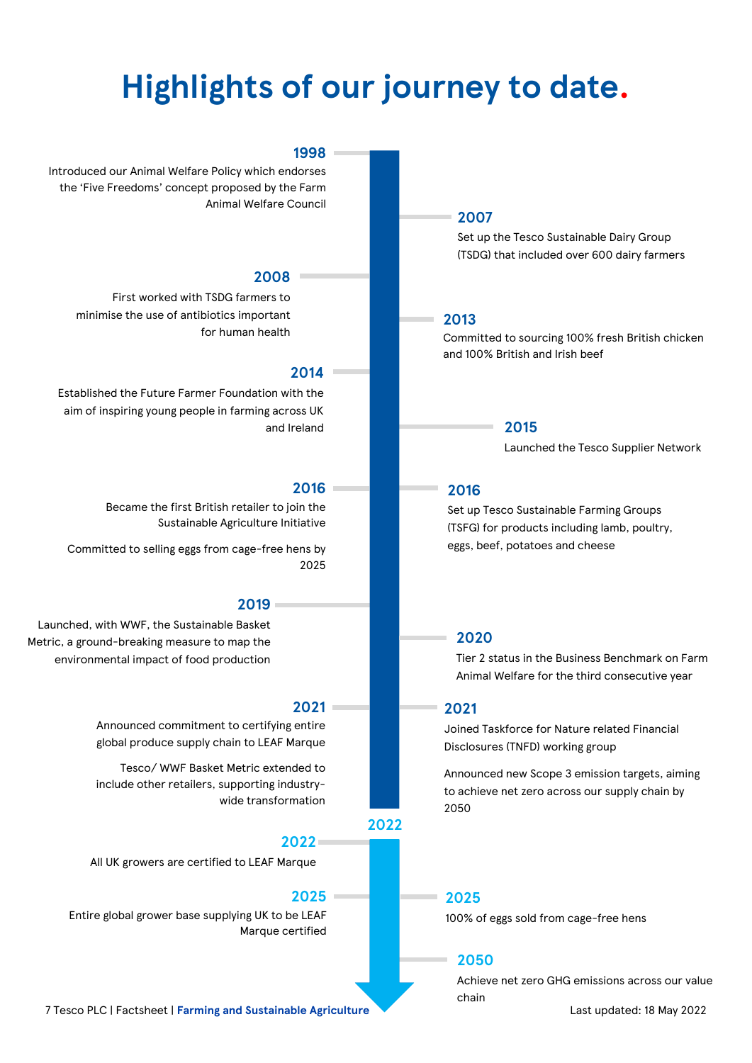# Highlights of our journey to date.

**1998**
Introduced our Animal Welfare Policy which endorses the 'Five Freedoms' concept proposed by the Farm Animal Welfare Council

**2007**
Set up the Tesco Sustainable Dairy Group (TSDG) that included over 600 dairy farmers

**2008**
First worked with TSDG farmers to minimise the use of antibiotics important for human health

**2013**
Committed to sourcing 100% fresh British chicken and 100% British and Irish beef

**2014**
Established the Future Farmer Foundation with the aim of inspiring young people in farming across UK and Ireland

**2015**
Launched the Tesco Supplier Network

**2016**
Became the first British retailer to join the Sustainable Agriculture Initiative

Committed to selling eggs from cage-free hens by 2025

**2016**
Set up Tesco Sustainable Farming Groups (TSFG) for products including lamb, poultry, eggs, beef, potatoes and cheese

**2019**
Launched, with WWF, the Sustainable Basket Metric, a ground-breaking measure to map the environmental impact of food production

**2020**
Tier 2 status in the Business Benchmark on Farm Animal Welfare for the third consecutive year

**2021**
Announced commitment to certifying entire global produce supply chain to LEAF Marque

Tesco/ WWF Basket Metric extended to include other retailers, supporting industry-wide transformation

**2021**
Joined Taskforce for Nature related Financial Disclosures (TNFD) working group

Announced new Scope 3 emission targets, aiming to achieve net zero across our supply chain by 2050

**2022**

**2022**
All UK growers are certified to LEAF Marque

**2025**
Entire global grower base supplying UK to be LEAF Marque certified

**2025**
100% of eggs sold from cage-free hens

**2050**
Achieve net zero GHG emissions across our value chain

Last updated: 18 May 2022